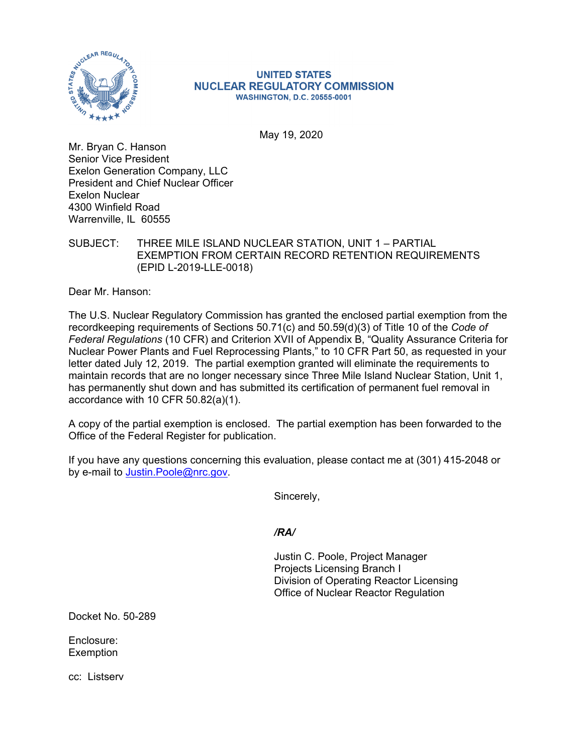**UNITED STATES**
**NUCLEAR REGULATORY COMMISSION**
**WASHINGTON, D.C. 20555-0001**

May 19, 2020

Mr. Bryan C. Hanson
Senior Vice President
Exelon Generation Company, LLC
President and Chief Nuclear Officer
Exelon Nuclear
4300 Winfield Road
Warrenville, IL 60555

SUBJECT: THREE MILE ISLAND NUCLEAR STATION, UNIT 1 – PARTIAL EXEMPTION FROM CERTAIN RECORD RETENTION REQUIREMENTS (EPID L-2019-LLE-0018)

Dear Mr. Hanson:

The U.S. Nuclear Regulatory Commission has granted the enclosed partial exemption from the recordkeeping requirements of Sections 50.71(c) and 50.59(d)(3) of Title 10 of the *Code of Federal Regulations* (10 CFR) and Criterion XVII of Appendix B, "Quality Assurance Criteria for Nuclear Power Plants and Fuel Reprocessing Plants," to 10 CFR Part 50, as requested in your letter dated July 12, 2019. The partial exemption granted will eliminate the requirements to maintain records that are no longer necessary since Three Mile Island Nuclear Station, Unit 1, has permanently shut down and has submitted its certification of permanent fuel removal in accordance with 10 CFR 50.82(a)(1).

A copy of the partial exemption is enclosed. The partial exemption has been forwarded to the Office of the Federal Register for publication.

If you have any questions concerning this evaluation, please contact me at (301) 415-2048 or by e-mail to Justin.Poole@nrc.gov.

Sincerely,

***/RA/***

Justin C. Poole, Project Manager
Projects Licensing Branch I
Division of Operating Reactor Licensing
Office of Nuclear Reactor Regulation

Docket No. 50-289

Enclosure:
Exemption

cc: Listserv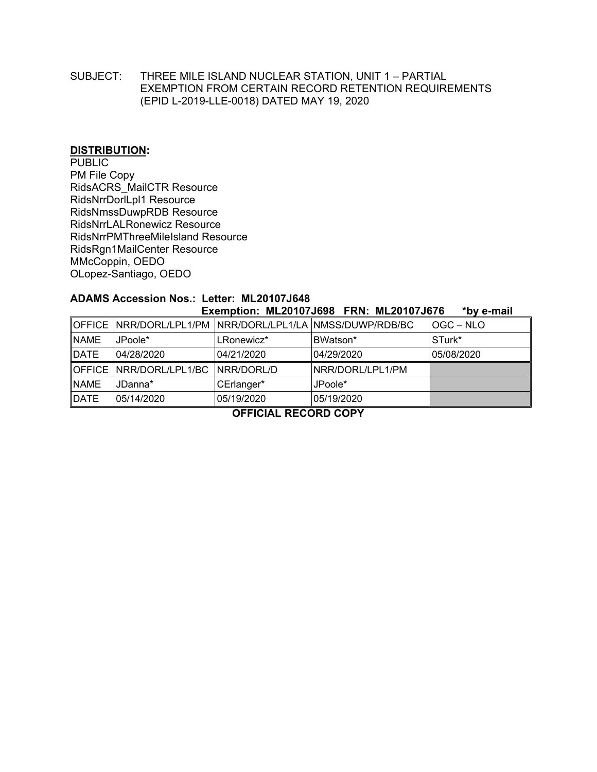SUBJECT: THREE MILE ISLAND NUCLEAR STATION, UNIT 1 – PARTIAL EXEMPTION FROM CERTAIN RECORD RETENTION REQUIREMENTS (EPID L-2019-LLE-0018) DATED MAY 19, 2020

**DISTRIBUTION:**

PUBLIC
PM File Copy
RidsACRS_MailCTR Resource
RidsNrrDorlLpl1 Resource
RidsNmssDuwpRDB Resource
RidsNrrLALRonewicz Resource
RidsNrrPMThreeMileIsland Resource
RidsRgn1MailCenter Resource
MMcCoppin, OEDO
OLopez-Santiago, OEDO

**ADAMS Accession Nos.: Letter: ML20107J648**
**Exemption: ML20107J698 FRN: ML20107J676 *by e-mail**

| OFFICE | NRR/DORL/LPL1/PM | NRR/DORL/LPL1/LA | NMSS/DUWP/RDB/BC | OGC – NLO |
|---|---|---|---|---|
| NAME | JPoole* | LRonewicz* | BWatson* | STurk* |
| DATE | 04/28/2020 | 04/21/2020 | 04/29/2020 | 05/08/2020 |
| OFFICE | NRR/DORL/LPL1/BC | NRR/DORL/D | NRR/DORL/LPL1/PM | |
| NAME | JDanna* | CErlanger* | JPoole* | |
| DATE | 05/14/2020 | 05/19/2020 | 05/19/2020 | |

**OFFICIAL RECORD COPY**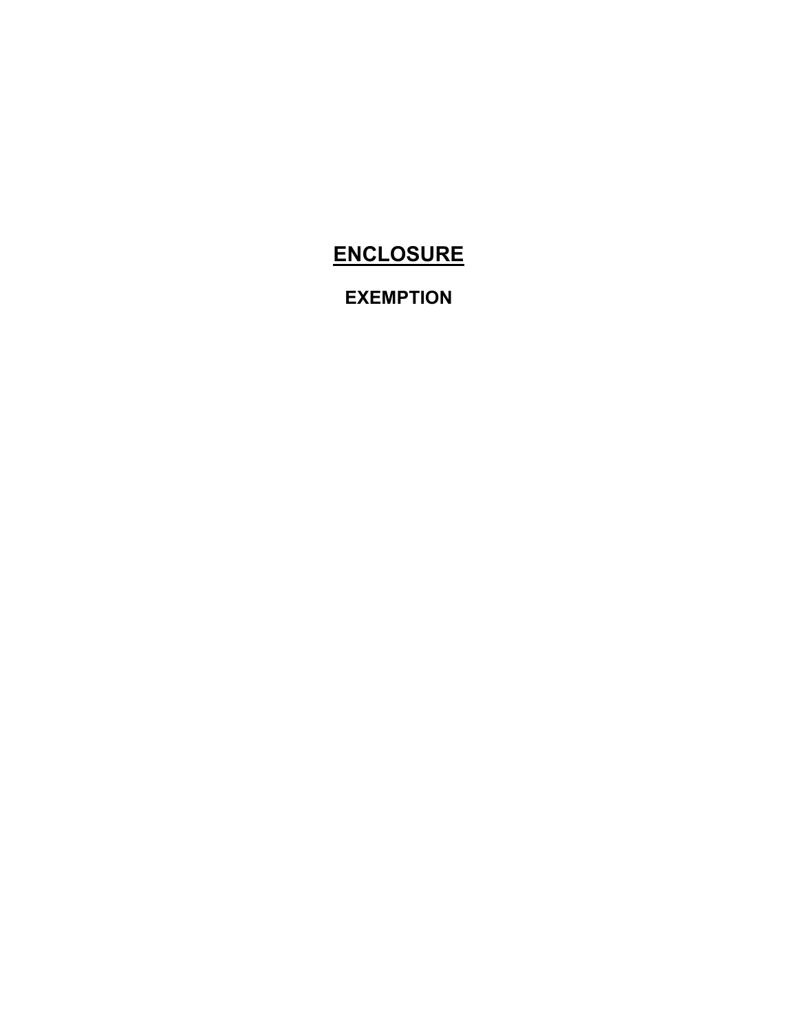# <u>ENCLOSURE</u>

## EXEMPTION